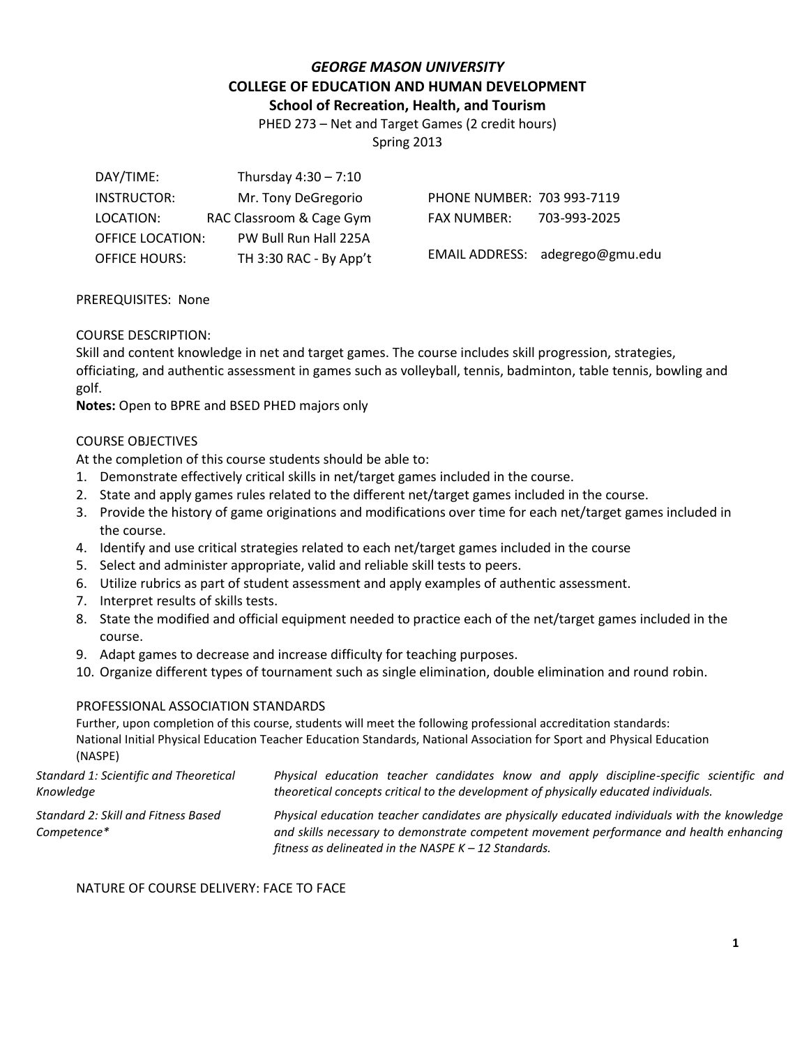# *GEORGE MASON UNIVERSITY*

## COLLEGE OF EDUCATION AND HUMAN DEVELOPMENT

### School of Recreation, Health, and Tourism

PHED 273 – Net and Target Games (2 credit hours)

Spring 2013

| | | | |
|---|---|---|---|
| DAY/TIME: | Thursday 4:30 – 7:10 | | |
| INSTRUCTOR: | Mr. Tony DeGregorio | PHONE NUMBER: | 703 993-7119 |
| LOCATION: | RAC Classroom & Cage Gym | FAX NUMBER: | 703-993-2025 |
| OFFICE LOCATION: | PW Bull Run Hall 225A | | |
| OFFICE HOURS: | TH 3:30 RAC - By App't | EMAIL ADDRESS: | adegrego@gmu.edu |

PREREQUISITES: None

COURSE DESCRIPTION:

Skill and content knowledge in net and target games. The course includes skill progression, strategies, officiating, and authentic assessment in games such as volleyball, tennis, badminton, table tennis, bowling and golf.

**Notes:** Open to BPRE and BSED PHED majors only

COURSE OBJECTIVES

At the completion of this course students should be able to:

1. Demonstrate effectively critical skills in net/target games included in the course.
2. State and apply games rules related to the different net/target games included in the course.
3. Provide the history of game originations and modifications over time for each net/target games included in the course.
4. Identify and use critical strategies related to each net/target games included in the course
5. Select and administer appropriate, valid and reliable skill tests to peers.
6. Utilize rubrics as part of student assessment and apply examples of authentic assessment.
7. Interpret results of skills tests.
8. State the modified and official equipment needed to practice each of the net/target games included in the course.
9. Adapt games to decrease and increase difficulty for teaching purposes.
10. Organize different types of tournament such as single elimination, double elimination and round robin.

PROFESSIONAL ASSOCIATION STANDARDS

Further, upon completion of this course, students will meet the following professional accreditation standards: National Initial Physical Education Teacher Education Standards, National Association for Sport and Physical Education (NASPE)

| | |
|---|---|
| *Standard 1: Scientific and Theoretical Knowledge* | *Physical education teacher candidates know and apply discipline-specific scientific and theoretical concepts critical to the development of physically educated individuals.* |
| *Standard 2: Skill and Fitness Based Competence** | *Physical education teacher candidates are physically educated individuals with the knowledge and skills necessary to demonstrate competent movement performance and health enhancing fitness as delineated in the NASPE K – 12 Standards.* |

NATURE OF COURSE DELIVERY: FACE TO FACE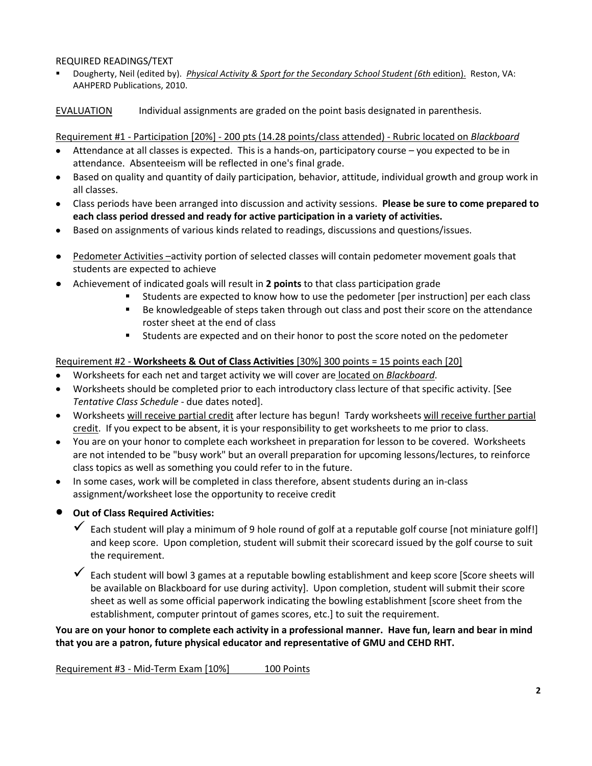REQUIRED READINGS/TEXT

- Dougherty, Neil (edited by). *Physical Activity & Sport for the Secondary School Student (6th edition).* Reston, VA: AAHPERD Publications, 2010.

EVALUATION Individual assignments are graded on the point basis designated in parenthesis.

Requirement #1 - Participation [20%] - 200 pts (14.28 points/class attended) - Rubric located on *Blackboard*

- Attendance at all classes is expected. This is a hands-on, participatory course – you expected to be in attendance. Absenteeism will be reflected in one's final grade.
- Based on quality and quantity of daily participation, behavior, attitude, individual growth and group work in all classes.
- Class periods have been arranged into discussion and activity sessions. **Please be sure to come prepared to each class period dressed and ready for active participation in a variety of activities.**
- Based on assignments of various kinds related to readings, discussions and questions/issues.
- Pedometer Activities –activity portion of selected classes will contain pedometer movement goals that students are expected to achieve
- Achievement of indicated goals will result in **2 points** to that class participation grade
    - Students are expected to know how to use the pedometer [per instruction] per each class
    - Be knowledgeable of steps taken through out class and post their score on the attendance roster sheet at the end of class
    - Students are expected and on their honor to post the score noted on the pedometer

Requirement #2 - **Worksheets & Out of Class Activities** [30%] 300 points = 15 points each [20]

- Worksheets for each net and target activity we will cover are located on *Blackboard*.
- Worksheets should be completed prior to each introductory class lecture of that specific activity. [See *Tentative Class Schedule* - due dates noted].
- Worksheets will receive partial credit after lecture has begun! Tardy worksheets will receive further partial credit. If you expect to be absent, it is your responsibility to get worksheets to me prior to class.
- You are on your honor to complete each worksheet in preparation for lesson to be covered. Worksheets are not intended to be "busy work" but an overall preparation for upcoming lessons/lectures, to reinforce class topics as well as something you could refer to in the future.
- In some cases, work will be completed in class therefore, absent students during an in-class assignment/worksheet lose the opportunity to receive credit
- **Out of Class Required Activities:**
    - ✓ Each student will play a minimum of 9 hole round of golf at a reputable golf course [not miniature golf!] and keep score. Upon completion, student will submit their scorecard issued by the golf course to suit the requirement.
    - ✓ Each student will bowl 3 games at a reputable bowling establishment and keep score [Score sheets will be available on Blackboard for use during activity]. Upon completion, student will submit their score sheet as well as some official paperwork indicating the bowling establishment [score sheet from the establishment, computer printout of games scores, etc.] to suit the requirement.

**You are on your honor to complete each activity in a professional manner. Have fun, learn and bear in mind that you are a patron, future physical educator and representative of GMU and CEHD RHT.**

Requirement #3 - Mid-Term Exam [10%] 100 Points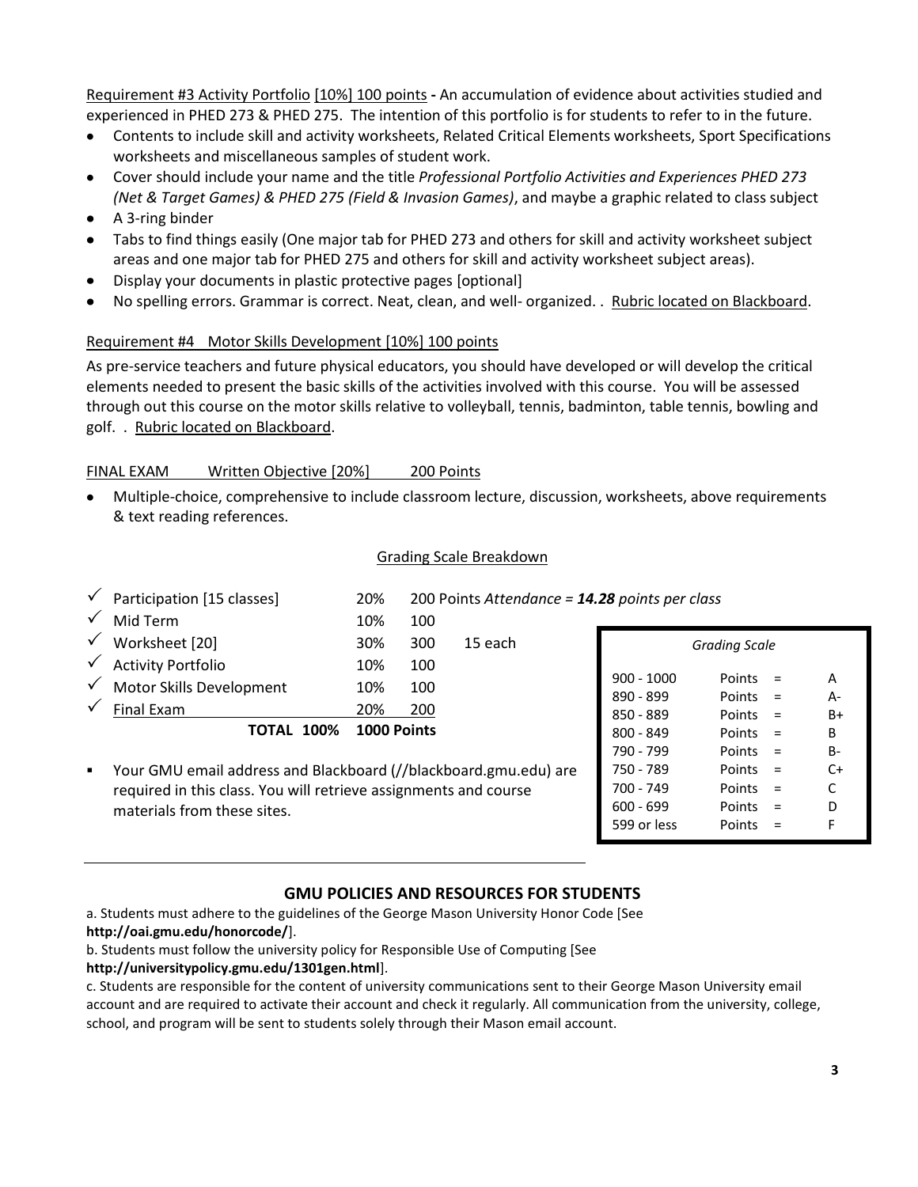Requirement #3 Activity Portfolio [10%] 100 points **-** An accumulation of evidence about activities studied and experienced in PHED 273 & PHED 275. The intention of this portfolio is for students to refer to in the future.

- Contents to include skill and activity worksheets, Related Critical Elements worksheets, Sport Specifications worksheets and miscellaneous samples of student work.
- Cover should include your name and the title *Professional Portfolio Activities and Experiences PHED 273 (Net & Target Games) & PHED 275 (Field & Invasion Games)*, and maybe a graphic related to class subject
- A 3-ring binder
- Tabs to find things easily (One major tab for PHED 273 and others for skill and activity worksheet subject areas and one major tab for PHED 275 and others for skill and activity worksheet subject areas).
- Display your documents in plastic protective pages [optional]
- No spelling errors. Grammar is correct. Neat, clean, and well- organized. . Rubric located on Blackboard.

Requirement #4 Motor Skills Development [10%] 100 points

As pre-service teachers and future physical educators, you should have developed or will develop the critical elements needed to present the basic skills of the activities involved with this course. You will be assessed through out this course on the motor skills relative to volleyball, tennis, badminton, table tennis, bowling and golf. . Rubric located on Blackboard.

FINAL EXAM Written Objective [20%] 200 Points

- Multiple-choice, comprehensive to include classroom lecture, discussion, worksheets, above requirements & text reading references.

Grading Scale Breakdown

| | | | |
|---|---|---|---|
| ✓ Participation [15 classes] | 20% | 200 Points | *Attendance =* ***14.28*** *points per class* |
| ✓ Mid Term | 10% | 100 | |
| ✓ Worksheet [20] | 30% | 300 | 15 each |
| ✓ Activity Portfolio | 10% | 100 | |
| ✓ Motor Skills Development | 10% | 100 | |
| ✓ Final Exam | 20% | 200 | |
| **TOTAL** | **100%** | **1000 Points** | |

*Grading Scale*

| | | | |
|---|---|---|---|
| 900 - 1000 | Points | = | A |
| 890 - 899 | Points | = | A- |
| 850 - 889 | Points | = | B+ |
| 800 - 849 | Points | = | B |
| 790 - 799 | Points | = | B- |
| 750 - 789 | Points | = | C+ |
| 700 - 749 | Points | = | C |
| 600 - 699 | Points | = | D |
| 599 or less | Points | = | F |

- Your GMU email address and Blackboard (//blackboard.gmu.edu) are required in this class. You will retrieve assignments and course materials from these sites.

## GMU POLICIES AND RESOURCES FOR STUDENTS

a. Students must adhere to the guidelines of the George Mason University Honor Code [See **http://oai.gmu.edu/honorcode/**].

b. Students must follow the university policy for Responsible Use of Computing [See **http://universitypolicy.gmu.edu/1301gen.html**].

c. Students are responsible for the content of university communications sent to their George Mason University email account and are required to activate their account and check it regularly. All communication from the university, college, school, and program will be sent to students solely through their Mason email account.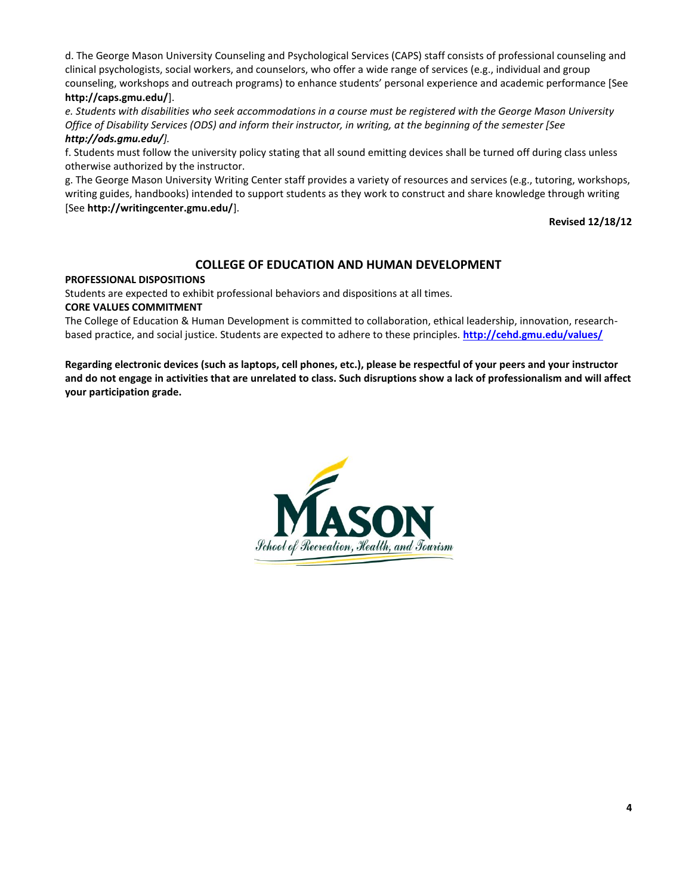d. The George Mason University Counseling and Psychological Services (CAPS) staff consists of professional counseling and clinical psychologists, social workers, and counselors, who offer a wide range of services (e.g., individual and group counseling, workshops and outreach programs) to enhance students' personal experience and academic performance [See **http://caps.gmu.edu/**].

*e. Students with disabilities who seek accommodations in a course must be registered with the George Mason University Office of Disability Services (ODS) and inform their instructor, in writing, at the beginning of the semester [See **http://ods.gmu.edu/**].*

f. Students must follow the university policy stating that all sound emitting devices shall be turned off during class unless otherwise authorized by the instructor.

g. The George Mason University Writing Center staff provides a variety of resources and services (e.g., tutoring, workshops, writing guides, handbooks) intended to support students as they work to construct and share knowledge through writing [See **http://writingcenter.gmu.edu/**].

**Revised 12/18/12**

## COLLEGE OF EDUCATION AND HUMAN DEVELOPMENT

**PROFESSIONAL DISPOSITIONS**

Students are expected to exhibit professional behaviors and dispositions at all times.

**CORE VALUES COMMITMENT**

The College of Education & Human Development is committed to collaboration, ethical leadership, innovation, research-based practice, and social justice. Students are expected to adhere to these principles. **http://cehd.gmu.edu/values/**

**Regarding electronic devices (such as laptops, cell phones, etc.), please be respectful of your peers and your instructor and do not engage in activities that are unrelated to class. Such disruptions show a lack of professionalism and will affect your participation grade.**

MASON

School of Recreation, Health, and Tourism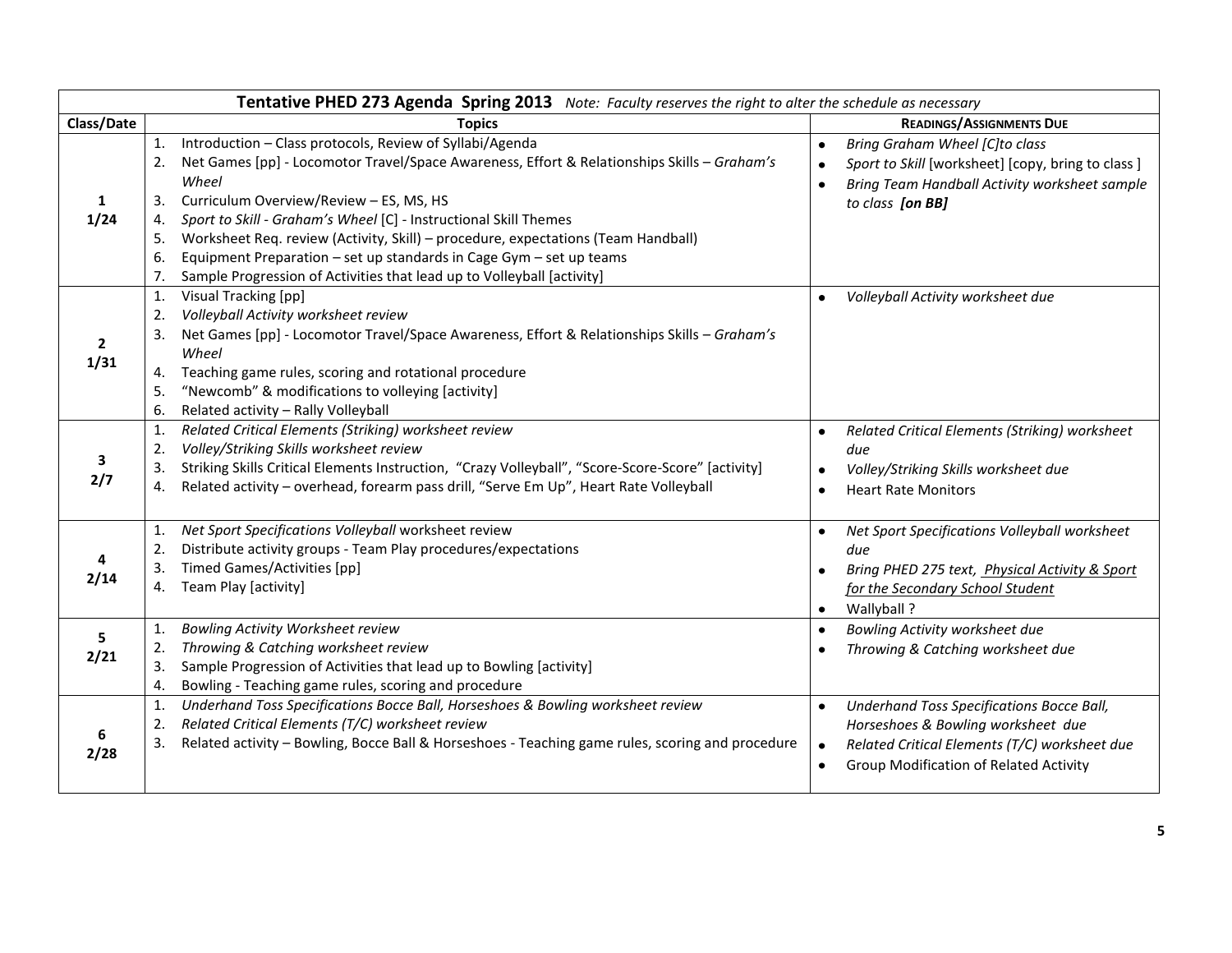| Tentative PHED 273 Agenda Spring 2013 *Note: Faculty reserves the right to alter the schedule as necessary* | | |
|---|---|---|
| **Class/Date** | **Topics** | **Readings/Assignments Due** |
| **1**<br>**1/24** | 1. Introduction – Class protocols, Review of Syllabi/Agenda<br>2. Net Games [pp] - Locomotor Travel/Space Awareness, Effort & Relationships Skills – *Graham's Wheel*<br>3. Curriculum Overview/Review – ES, MS, HS<br>4. *Sport to Skill - Graham's Wheel* [C] - Instructional Skill Themes<br>5. Worksheet Req. review (Activity, Skill) – procedure, expectations (Team Handball)<br>6. Equipment Preparation – set up standards in Cage Gym – set up teams<br>7. Sample Progression of Activities that lead up to Volleyball [activity] | • *Bring Graham Wheel [C]to class*<br>• *Sport to Skill* [worksheet] [copy, bring to class ]<br>• *Bring Team Handball Activity worksheet sample to class* ***[on BB]*** |
| **2**<br>**1/31** | 1. Visual Tracking [pp]<br>2. *Volleyball Activity worksheet review*<br>3. Net Games [pp] - Locomotor Travel/Space Awareness, Effort & Relationships Skills – *Graham's Wheel*<br>4. Teaching game rules, scoring and rotational procedure<br>5. "Newcomb" & modifications to volleying [activity]<br>6. Related activity – Rally Volleyball | • *Volleyball Activity worksheet due* |
| **3**<br>**2/7** | 1. *Related Critical Elements (Striking) worksheet review*<br>2. *Volley/Striking Skills worksheet review*<br>3. Striking Skills Critical Elements Instruction, "Crazy Volleyball", "Score-Score-Score" [activity]<br>4. Related activity – overhead, forearm pass drill, "Serve Em Up", Heart Rate Volleyball | • *Related Critical Elements (Striking) worksheet due*<br>• *Volley/Striking Skills worksheet due*<br>• Heart Rate Monitors |
| **4**<br>**2/14** | 1. *Net Sport Specifications Volleyball* worksheet review<br>2. Distribute activity groups - Team Play procedures/expectations<br>3. Timed Games/Activities [pp]<br>4. Team Play [activity] | • *Net Sport Specifications Volleyball worksheet due*<br>• *Bring PHED 275 text, Physical Activity & Sport for the Secondary School Student*<br>• Wallyball ? |
| **5**<br>**2/21** | 1. *Bowling Activity Worksheet review*<br>2. *Throwing & Catching worksheet review*<br>3. Sample Progression of Activities that lead up to Bowling [activity]<br>4. Bowling - Teaching game rules, scoring and procedure | • *Bowling Activity worksheet due*<br>• *Throwing & Catching worksheet due* |
| **6**<br>**2/28** | 1. *Underhand Toss Specifications Bocce Ball, Horseshoes & Bowling worksheet review*<br>2. *Related Critical Elements (T/C) worksheet review*<br>3. Related activity – Bowling, Bocce Ball & Horseshoes - Teaching game rules, scoring and procedure | • *Underhand Toss Specifications Bocce Ball, Horseshoes & Bowling worksheet due*<br>• *Related Critical Elements (T/C) worksheet due*<br>• Group Modification of Related Activity |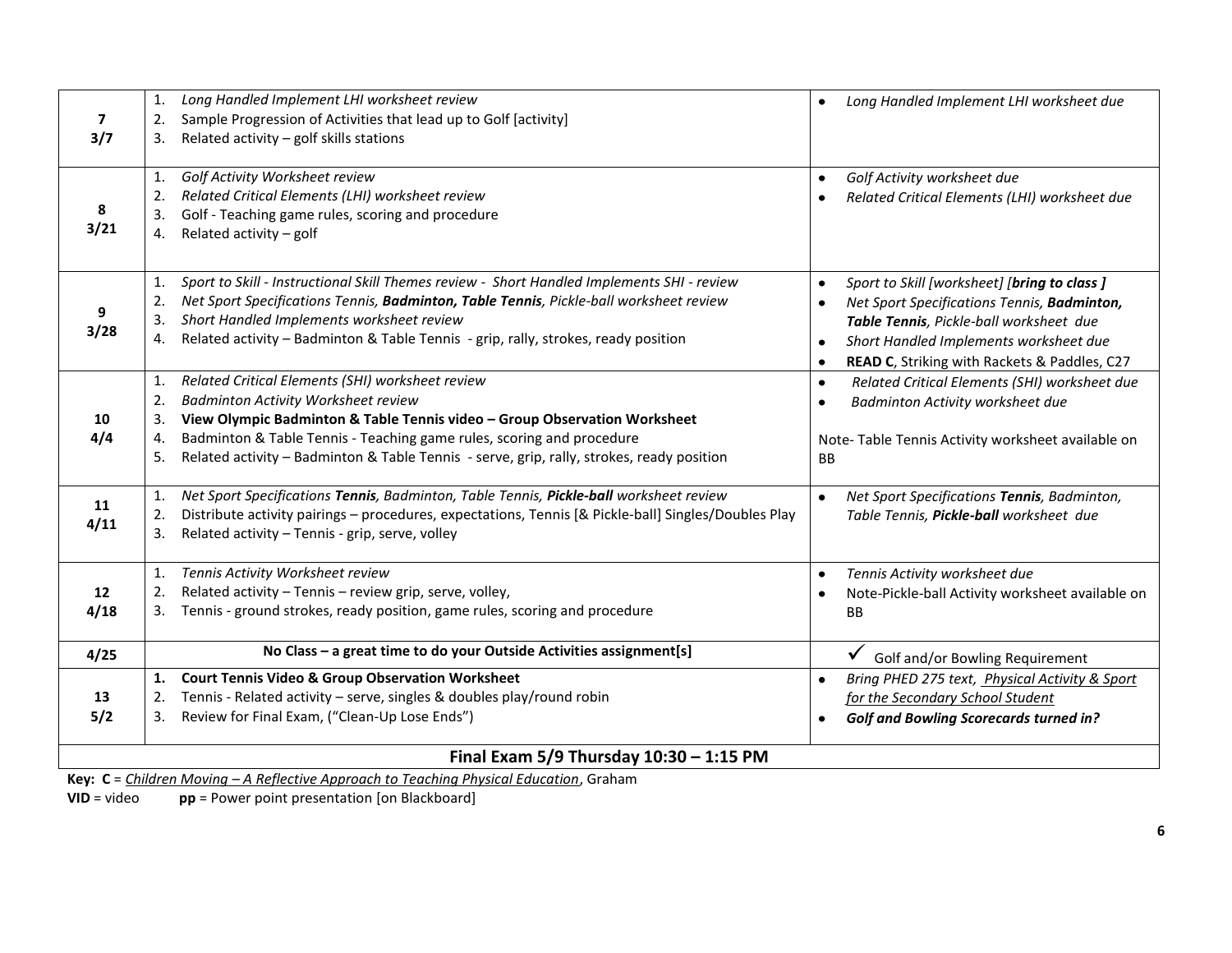| | | |
|---|---|---|
| **7**<br>**3/7** | 1. *Long Handled Implement LHI worksheet review*<br>2. Sample Progression of Activities that lead up to Golf [activity]<br>3. Related activity – golf skills stations | • *Long Handled Implement LHI worksheet due* |
| **8**<br>**3/21** | 1. *Golf Activity Worksheet review*<br>2. *Related Critical Elements (LHI) worksheet review*<br>3. Golf - Teaching game rules, scoring and procedure<br>4. Related activity – golf | • *Golf Activity worksheet due*<br>• *Related Critical Elements (LHI) worksheet due* |
| **9**<br>**3/28** | 1. *Sport to Skill - Instructional Skill Themes review - Short Handled Implements SHI - review*<br>2. *Net Sport Specifications Tennis,* ***Badminton, Table Tennis****, Pickle-ball worksheet review*<br>3. *Short Handled Implements worksheet review*<br>4. Related activity – Badminton & Table Tennis - grip, rally, strokes, ready position | • *Sport to Skill [worksheet] [****bring to class ]***<br>• *Net Sport Specifications Tennis,* ***Badminton, Table Tennis****, Pickle-ball worksheet due*<br>• *Short Handled Implements worksheet due*<br>• **READ C**, Striking with Rackets & Paddles, C27 |
| **10**<br>**4/4** | 1. *Related Critical Elements (SHI) worksheet review*<br>2. *Badminton Activity Worksheet review*<br>3. **View Olympic Badminton & Table Tennis video – Group Observation Worksheet**<br>4. Badminton & Table Tennis - Teaching game rules, scoring and procedure<br>5. Related activity – Badminton & Table Tennis - serve, grip, rally, strokes, ready position | • *Related Critical Elements (SHI) worksheet due*<br>• *Badminton Activity worksheet due*<br><br>Note- Table Tennis Activity worksheet available on BB |
| **11**<br>**4/11** | 1. *Net Sport Specifications* ***Tennis****, Badminton, Table Tennis,* ***Pickle-ball*** *worksheet review*<br>2. Distribute activity pairings – procedures, expectations, Tennis [& Pickle-ball] Singles/Doubles Play<br>3. Related activity – Tennis - grip, serve, volley | • *Net Sport Specifications* ***Tennis****, Badminton, Table Tennis,* ***Pickle-ball*** *worksheet due* |
| **12**<br>**4/18** | 1. *Tennis Activity Worksheet review*<br>2. Related activity – Tennis – review grip, serve, volley,<br>3. Tennis - ground strokes, ready position, game rules, scoring and procedure | • *Tennis Activity worksheet due*<br>• Note-Pickle-ball Activity worksheet available on BB |
| **4/25** | **No Class – a great time to do your Outside Activities assignment[s]** | ✓ Golf and/or Bowling Requirement |
| **13**<br>**5/2** | 1. **Court Tennis Video & Group Observation Worksheet**<br>2. Tennis - Related activity – serve, singles & doubles play/round robin<br>3. Review for Final Exam, ("Clean-Up Lose Ends") | • *Bring PHED 275 text, Physical Activity & Sport for the Secondary School Student*<br>• ***Golf and Bowling Scorecards turned in?*** |
| **Final Exam 5/9 Thursday 10:30 – 1:15 PM** | | |

**Key: C** = *Children Moving – A Reflective Approach to Teaching Physical Education*, Graham
**VID** = video  **pp** = Power point presentation [on Blackboard]